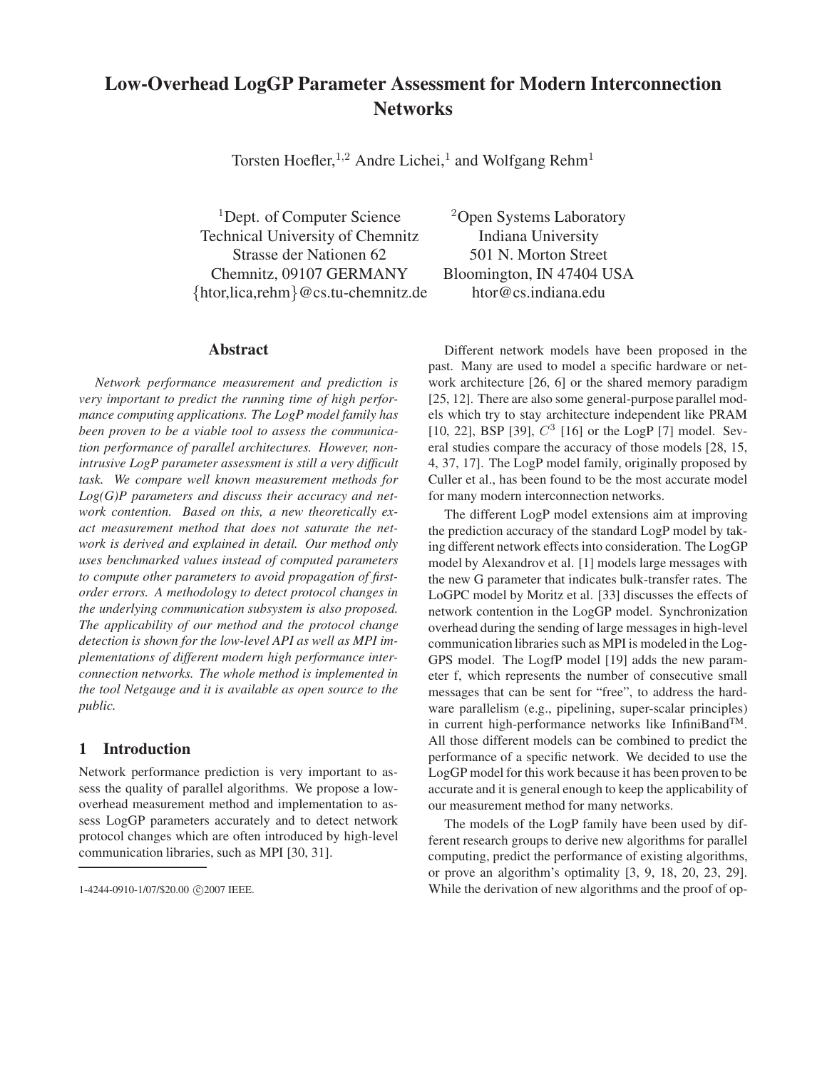# Low-Overhead LogGP Parameter Assessment for Modern Interconnection Networks

Torsten Hoefler,[1,2] Andre Lichei,[1] and Wolfgang Rehm[1]

[1]Dept. of Computer Science
Technical University of Chemnitz
Strasse der Nationen 62
Chemnitz, 09107 GERMANY
{htor,lica,rehm}@cs.tu-chemnitz.de

[2]Open Systems Laboratory
Indiana University
501 N. Morton Street
Bloomington, IN 47404 USA
htor@cs.indiana.edu

## Abstract

*Network performance measurement and prediction is very important to predict the running time of high performance computing applications. The LogP model family has been proven to be a viable tool to assess the communication performance of parallel architectures. However, non-intrusive LogP parameter assessment is still a very difficult task. We compare well known measurement methods for Log(G)P parameters and discuss their accuracy and network contention. Based on this, a new theoretically exact measurement method that does not saturate the network is derived and explained in detail. Our method only uses benchmarked values instead of computed parameters to compute other parameters to avoid propagation of first-order errors. A methodology to detect protocol changes in the underlying communication subsystem is also proposed. The applicability of our method and the protocol change detection is shown for the low-level API as well as MPI implementations of different modern high performance interconnection networks. The whole method is implemented in the tool Netgauge and it is available as open source to the public.*

## 1 Introduction

Network performance prediction is very important to assess the quality of parallel algorithms. We propose a low-overhead measurement method and implementation to assess LogGP parameters accurately and to detect network protocol changes which are often introduced by high-level communication libraries, such as MPI [30, 31].

Different network models have been proposed in the past. Many are used to model a specific hardware or network architecture [26, 6] or the shared memory paradigm [25, 12]. There are also some general-purpose parallel models which try to stay architecture independent like PRAM [10, 22], BSP [39], $C^3$ [16] or the LogP [7] model. Several studies compare the accuracy of those models [28, 15, 4, 37, 17]. The LogP model family, originally proposed by Culler et al., has been found to be the most accurate model for many modern interconnection networks.

The different LogP model extensions aim at improving the prediction accuracy of the standard LogP model by taking different network effects into consideration. The LogGP model by Alexandrov et al. [1] models large messages with the new G parameter that indicates bulk-transfer rates. The LoGPC model by Moritz et al. [33] discusses the effects of network contention in the LogGP model. Synchronization overhead during the sending of large messages in high-level communication libraries such as MPI is modeled in the LogGPS model. The LogfP model [19] adds the new parameter f, which represents the number of consecutive small messages that can be sent for "free", to address the hardware parallelism (e.g., pipelining, super-scalar principles) in current high-performance networks like InfiniBand™. All those different models can be combined to predict the performance of a specific network. We decided to use the LogGP model for this work because it has been proven to be accurate and it is general enough to keep the applicability of our measurement method for many networks.

The models of the LogP family have been used by different research groups to derive new algorithms for parallel computing, predict the performance of existing algorithms, or prove an algorithm's optimality [3, 9, 18, 20, 23, 29]. While the derivation of new algorithms and the proof of op-

1-4244-0910-1/07/$20.00 ©2007 IEEE.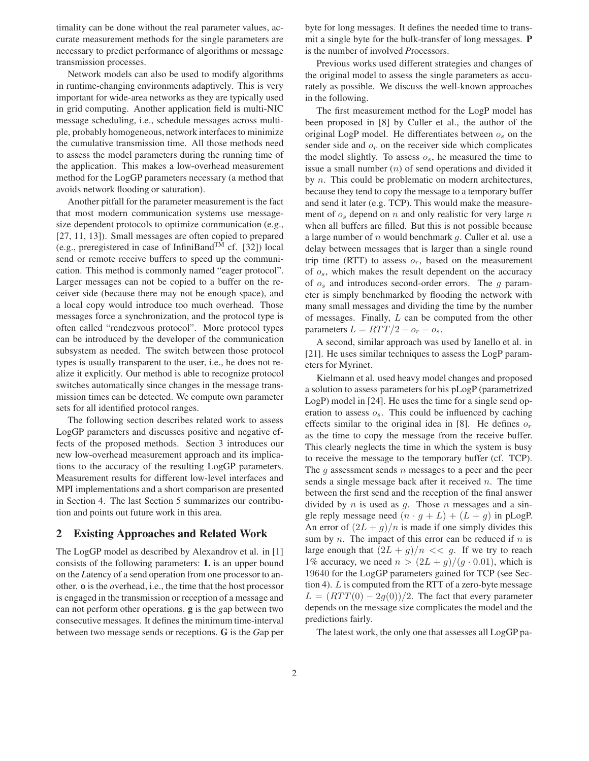timality can be done without the real parameter values, accurate measurement methods for the single parameters are necessary to predict performance of algorithms or message transmission processes.

Network models can also be used to modify algorithms in runtime-changing environments adaptively. This is very important for wide-area networks as they are typically used in grid computing. Another application field is multi-NIC message scheduling, i.e., schedule messages across multiple, probably homogeneous, network interfaces to minimize the cumulative transmission time. All those methods need to assess the model parameters during the running time of the application. This makes a low-overhead measurement method for the LogGP parameters necessary (a method that avoids network flooding or saturation).

Another pitfall for the parameter measurement is the fact that most modern communication systems use message-size dependent protocols to optimize communication (e.g., [27, 11, 13]). Small messages are often copied to prepared (e.g., preregistered in case of InfiniBand™ cf. [32]) local send or remote receive buffers to speed up the communication. This method is commonly named "eager protocol". Larger messages can not be copied to a buffer on the receiver side (because there may not be enough space), and a local copy would introduce too much overhead. Those messages force a synchronization, and the protocol type is often called "rendezvous protocol". More protocol types can be introduced by the developer of the communication subsystem as needed. The switch between those protocol types is usually transparent to the user, i.e., he does not realize it explicitly. Our method is able to recognize protocol switches automatically since changes in the message transmission times can be detected. We compute own parameter sets for all identified protocol ranges.

The following section describes related work to assess LogGP parameters and discusses positive and negative effects of the proposed methods. Section 3 introduces our new low-overhead measurement approach and its implications to the accuracy of the resulting LogGP parameters. Measurement results for different low-level interfaces and MPI implementations and a short comparison are presented in Section 4. The last Section 5 summarizes our contribution and points out future work in this area.

## 2 Existing Approaches and Related Work

The LogGP model as described by Alexandrov et al. in [1] consists of the following parameters: **L** is an upper bound on the *L*atency of a send operation from one processor to another. **o** is the *o*verhead, i.e., the time that the host processor is engaged in the transmission or reception of a message and can not perform other operations. **g** is the *g*ap between two consecutive messages. It defines the minimum time-interval between two message sends or receptions. **G** is the *G*ap per byte for long messages. It defines the needed time to transmit a single byte for the bulk-transfer of long messages. **P** is the number of involved *P*rocessors.

Previous works used different strategies and changes of the original model to assess the single parameters as accurately as possible. We discuss the well-known approaches in the following.

The first measurement method for the LogP model has been proposed in [8] by Culler et al., the author of the original LogP model. He differentiates between $o_s$ on the sender side and $o_r$ on the receiver side which complicates the model slightly. To assess $o_s$, he measured the time to issue a small number ($n$) of send operations and divided it by $n$. This could be problematic on modern architectures, because they tend to copy the message to a temporary buffer and send it later (e.g. TCP). This would make the measurement of $o_s$ depend on $n$ and only realistic for very large $n$ when all buffers are filled. But this is not possible because a large number of $n$ would benchmark $g$. Culler et al. use a delay between messages that is larger than a single round trip time (RTT) to assess $o_r$, based on the measurement of $o_s$, which makes the result dependent on the accuracy of $o_s$ and introduces second-order errors. The $g$ parameter is simply benchmarked by flooding the network with many small messages and dividing the time by the number of messages. Finally, $L$ can be computed from the other parameters $L = RTT/2 - o_r - o_s$.

A second, similar approach was used by Ianello et al. in [21]. He uses similar techniques to assess the LogP parameters for Myrinet.

Kielmann et al. used heavy model changes and proposed a solution to assess parameters for his pLogP (parametrized LogP) model in [24]. He uses the time for a single send operation to assess $o_s$. This could be influenced by caching effects similar to the original idea in [8]. He defines $o_r$ as the time to copy the message from the receive buffer. This clearly neglects the time in which the system is busy to receive the message to the temporary buffer (cf. TCP). The $g$ assessment sends $n$ messages to a peer and the peer sends a single message back after it received $n$. The time between the first send and the reception of the final answer divided by $n$ is used as $g$. Those $n$ messages and a single reply message need $(n \cdot g + L) + (L + g)$ in pLogP. An error of $(2L + g)/n$ is made if one simply divides this sum by $n$. The impact of this error can be reduced if $n$ is large enough that $(2L + g)/n << g$. If we try to reach 1% accuracy, we need $n > (2L + g)/(g \cdot 0.01)$, which is 19640 for the LogGP parameters gained for TCP (see Section 4). $L$ is computed from the RTT of a zero-byte message $L = (RTT(0) - 2g(0))/2$. The fact that every parameter depends on the message size complicates the model and the predictions fairly.

The latest work, the only one that assesses all LogGP pa-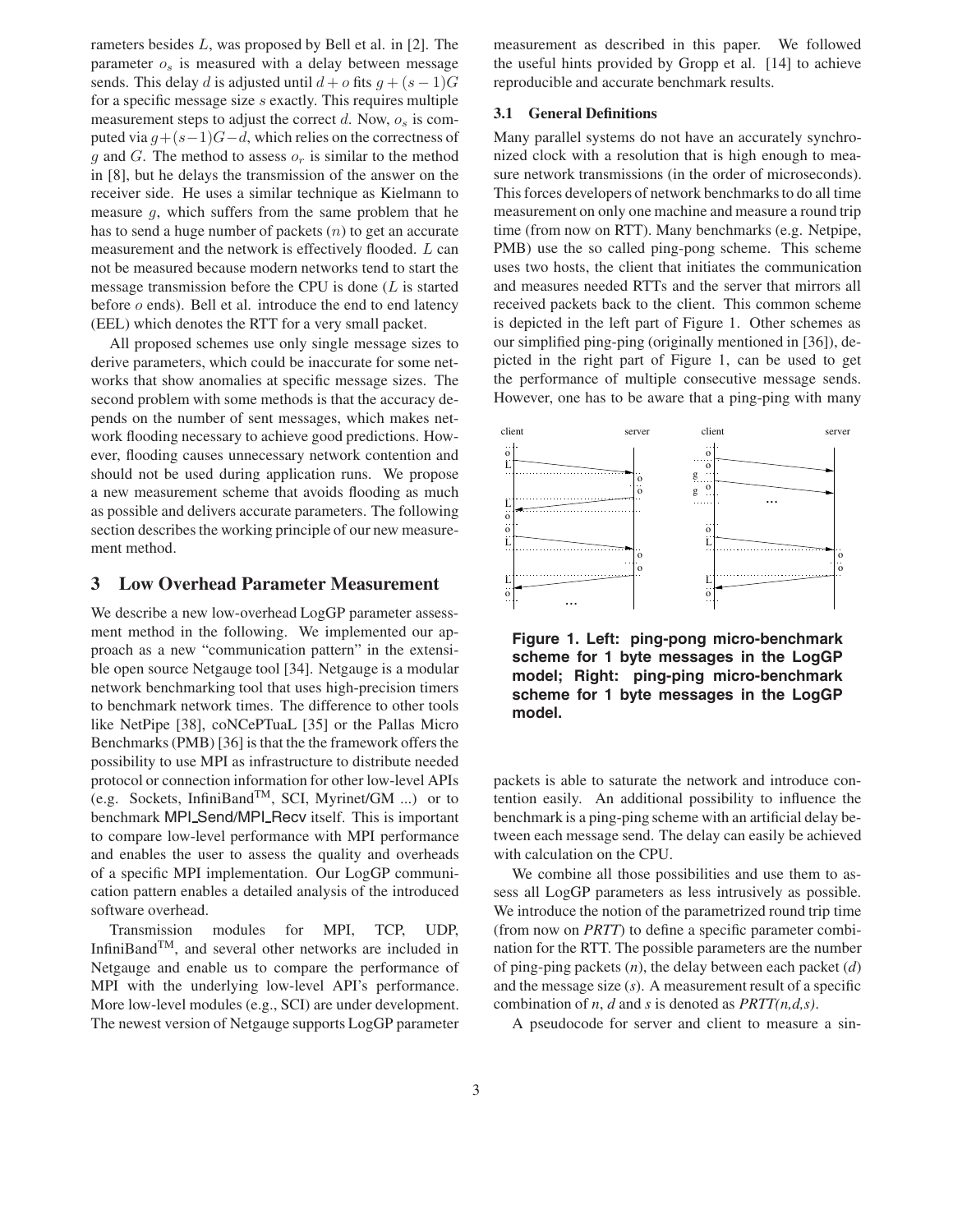rameters besides $L$, was proposed by Bell et al. in [2]. The parameter $o_s$ is measured with a delay between message sends. This delay $d$ is adjusted until $d + o$ fits $g + (s-1)G$ for a specific message size $s$ exactly. This requires multiple measurement steps to adjust the correct $d$. Now, $o_s$ is computed via $g+(s-1)G-d$, which relies on the correctness of $g$ and $G$. The method to assess $o_r$ is similar to the method in [8], but he delays the transmission of the answer on the receiver side. He uses a similar technique as Kielmann to measure $g$, which suffers from the same problem that he has to send a huge number of packets ($n$) to get an accurate measurement and the network is effectively flooded. $L$ can not be measured because modern networks tend to start the message transmission before the CPU is done ($L$ is started before $o$ ends). Bell et al. introduce the end to end latency (EEL) which denotes the RTT for a very small packet.

All proposed schemes use only single message sizes to derive parameters, which could be inaccurate for some networks that show anomalies at specific message sizes. The second problem with some methods is that the accuracy depends on the number of sent messages, which makes network flooding necessary to achieve good predictions. However, flooding causes unnecessary network contention and should not be used during application runs. We propose a new measurement scheme that avoids flooding as much as possible and delivers accurate parameters. The following section describes the working principle of our new measurement method.

## 3 Low Overhead Parameter Measurement

We describe a new low-overhead LogGP parameter assessment method in the following. We implemented our approach as a new "communication pattern" in the extensible open source Netgauge tool [34]. Netgauge is a modular network benchmarking tool that uses high-precision timers to benchmark network times. The difference to other tools like NetPipe [38], coNCePTuaL [35] or the Pallas Micro Benchmarks (PMB) [36] is that the the framework offers the possibility to use MPI as infrastructure to distribute needed protocol or connection information for other low-level APIs (e.g. Sockets, InfiniBand™, SCI, Myrinet/GM ...) or to benchmark MPI_Send/MPI_Recv itself. This is important to compare low-level performance with MPI performance and enables the user to assess the quality and overheads of a specific MPI implementation. Our LogGP communication pattern enables a detailed analysis of the introduced software overhead.

Transmission modules for MPI, TCP, UDP, InfiniBand™, and several other networks are included in Netgauge and enable us to compare the performance of MPI with the underlying low-level API's performance. More low-level modules (e.g., SCI) are under development. The newest version of Netgauge supports LogGP parameter measurement as described in this paper. We followed the useful hints provided by Gropp et al. [14] to achieve reproducible and accurate benchmark results.

### 3.1 General Definitions

Many parallel systems do not have an accurately synchronized clock with a resolution that is high enough to measure network transmissions (in the order of microseconds). This forces developers of network benchmarks to do all time measurement on only one machine and measure a round trip time (from now on RTT). Many benchmarks (e.g. Netpipe, PMB) use the so called ping-pong scheme. This scheme uses two hosts, the client that initiates the communication and measures needed RTTs and the server that mirrors all received packets back to the client. This common scheme is depicted in the left part of Figure 1. Other schemes as our simplified ping-ping (originally mentioned in [36]), depicted in the right part of Figure 1, can be used to get the performance of multiple consecutive message sends. However, one has to be aware that a ping-ping with many

client server client server

o L o o L o o L o o L o ...

o g o g ... o L o o L o

**Figure 1. Left: ping-pong micro-benchmark scheme for 1 byte messages in the LogGP model; Right: ping-ping micro-benchmark scheme for 1 byte messages in the LogGP model.**

packets is able to saturate the network and introduce contention easily. An additional possibility to influence the benchmark is a ping-ping scheme with an artificial delay between each message send. The delay can easily be achieved with calculation on the CPU.

We combine all those possibilities and use them to assess all LogGP parameters as less intrusively as possible. We introduce the notion of the parametrized round trip time (from now on *PRTT*) to define a specific parameter combination for the RTT. The possible parameters are the number of ping-ping packets (*n*), the delay between each packet (*d*) and the message size (*s*). A measurement result of a specific combination of *n*, *d* and *s* is denoted as *PRTT(n,d,s)*.

A pseudocode for server and client to measure a sin-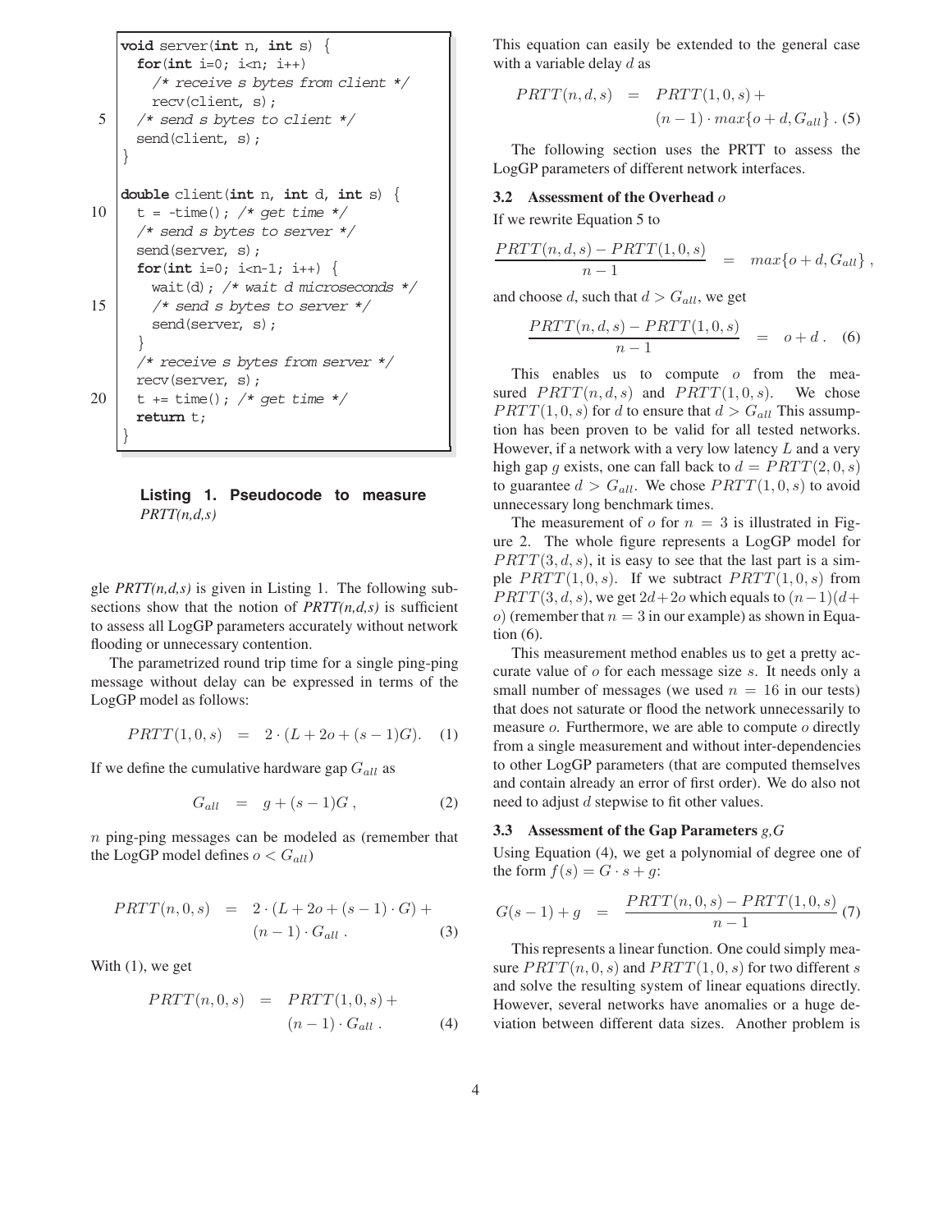```
void server(int n, int s) {
  for(int i=0; i<n; i++)
    /* receive s bytes from client */
    recv(client, s);
  /* send s bytes to client */
  send(client, s);
}

double client(int n, int d, int s) {
  t = -time(); /* get time */
  /* send s bytes to server */
  send(server, s);
  for(int i=0; i<n-1; i++) {
    wait(d); /* wait d microseconds */
    /* send s bytes to server */
    send(server, s);
  }
  /* receive s bytes from server */
  recv(server, s);
  t += time(); /* get time */
  return t;
}
```

**Listing 1. Pseudocode to measure** ***PRTT(n,d,s)***

gle *PRTT(n,d,s)* is given in Listing 1. The following subsections show that the notion of *PRTT(n,d,s)* is sufficient to assess all LogGP parameters accurately without network flooding or unnecessary contention.

The parametrized round trip time for a single ping-ping message without delay can be expressed in terms of the LogGP model as follows:

$$PRTT(1, 0, s) = 2 \cdot (L + 2o + (s - 1)G). \quad (1)$$

If we define the cumulative hardware gap $G_{all}$ as

$$G_{all} = g + (s - 1)G, \quad (2)$$

$n$ ping-ping messages can be modeled as (remember that the LogGP model defines $o < G_{all}$)

$$PRTT(n, 0, s) = 2 \cdot (L + 2o + (s - 1) \cdot G) + (n - 1) \cdot G_{all}. \quad (3)$$

With (1), we get

$$PRTT(n, 0, s) = PRTT(1, 0, s) + (n - 1) \cdot G_{all}. \quad (4)$$

This equation can easily be extended to the general case with a variable delay $d$ as

$$PRTT(n, d, s) = PRTT(1, 0, s) + (n - 1) \cdot max\{o + d, G_{all}\}. \quad (5)$$

The following section uses the PRTT to assess the LogGP parameters of different network interfaces.

### 3.2 Assessment of the Overhead $o$

If we rewrite Equation 5 to

$$\frac{PRTT(n, d, s) - PRTT(1, 0, s)}{n - 1} = max\{o + d, G_{all}\},$$

and choose $d$, such that $d > G_{all}$, we get

$$\frac{PRTT(n, d, s) - PRTT(1, 0, s)}{n - 1} = o + d. \quad (6)$$

This enables us to compute $o$ from the measured $PRTT(n, d, s)$ and $PRTT(1, 0, s)$. We chose $PRTT(1, 0, s)$ for $d$ to ensure that $d > G_{all}$ This assumption has been proven to be valid for all tested networks. However, if a network with a very low latency $L$ and a very high gap $g$ exists, one can fall back to $d = PRTT(2, 0, s)$ to guarantee $d > G_{all}$. We chose $PRTT(1, 0, s)$ to avoid unnecessary long benchmark times.

The measurement of $o$ for $n = 3$ is illustrated in Figure 2. The whole figure represents a LogGP model for $PRTT(3, d, s)$, it is easy to see that the last part is a simple $PRTT(1, 0, s)$. If we subtract $PRTT(1, 0, s)$ from $PRTT(3, d, s)$, we get $2d+2o$ which equals to $(n-1)(d+o)$ (remember that $n = 3$ in our example) as shown in Equation (6).

This measurement method enables us to get a pretty accurate value of $o$ for each message size $s$. It needs only a small number of messages (we used $n = 16$ in our tests) that does not saturate or flood the network unnecessarily to measure $o$. Furthermore, we are able to compute $o$ directly from a single measurement and without inter-dependencies to other LogGP parameters (that are computed themselves and contain already an error of first order). We do also not need to adjust $d$ stepwise to fit other values.

### 3.3 Assessment of the Gap Parameters $g$,$G$

Using Equation (4), we get a polynomial of degree one of the form $f(s) = G \cdot s + g$:

$$G(s - 1) + g = \frac{PRTT(n, 0, s) - PRTT(1, 0, s)}{n - 1} \quad (7)$$

This represents a linear function. One could simply measure $PRTT(n, 0, s)$ and $PRTT(1, 0, s)$ for two different $s$ and solve the resulting system of linear equations directly. However, several networks have anomalies or a huge deviation between different data sizes. Another problem is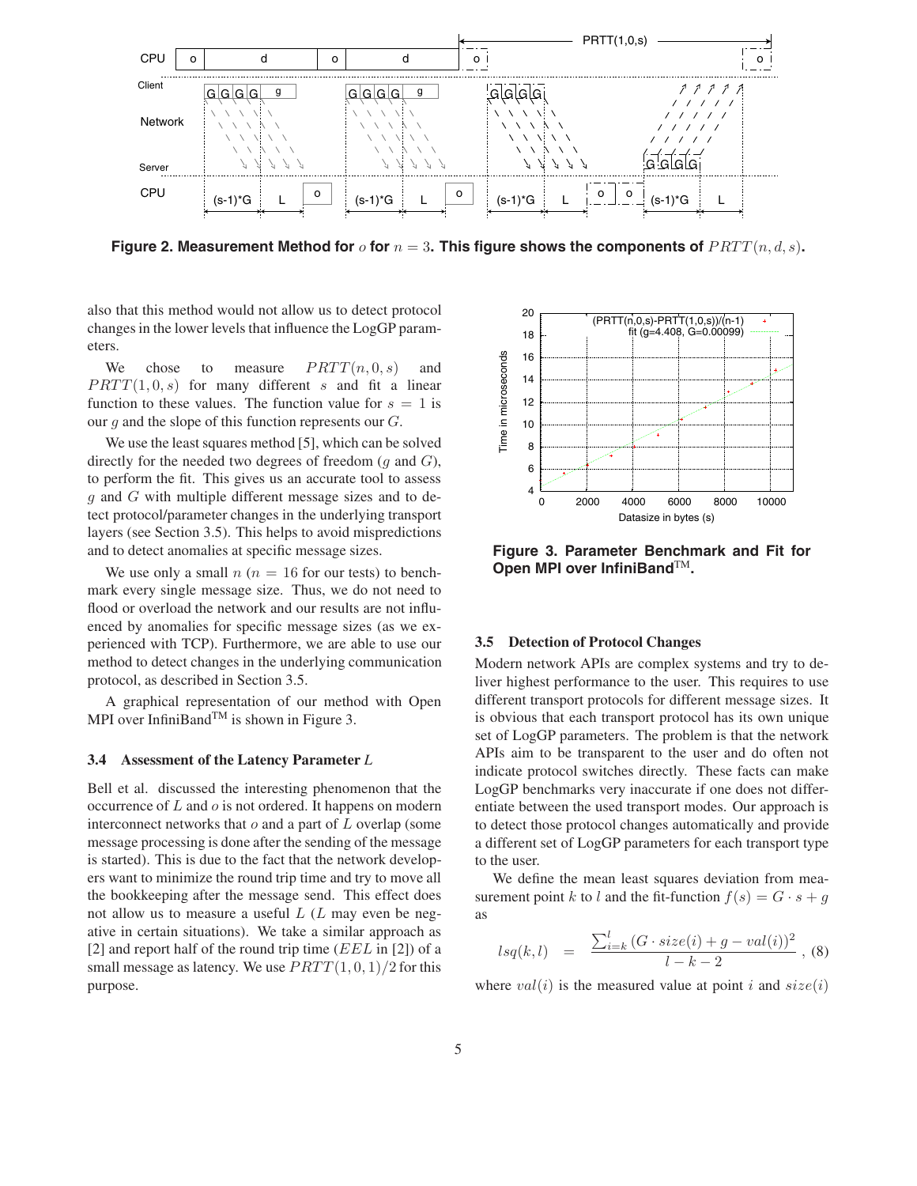**Figure 2. Measurement Method for $o$ for $n = 3$. This figure shows the components of $PRTT(n, d, s)$.**

also that this method would not allow us to detect protocol changes in the lower levels that influence the LogGP parameters.

We chose to measure $PRTT(n, 0, s)$ and $PRTT(1, 0, s)$ for many different $s$ and fit a linear function to these values. The function value for $s = 1$ is our $g$ and the slope of this function represents our $G$.

We use the least squares method [5], which can be solved directly for the needed two degrees of freedom ($g$ and $G$), to perform the fit. This gives us an accurate tool to assess $g$ and $G$ with multiple different message sizes and to detect protocol/parameter changes in the underlying transport layers (see Section 3.5). This helps to avoid mispredictions and to detect anomalies at specific message sizes.

We use only a small $n$ ($n = 16$ for our tests) to benchmark every single message size. Thus, we do not need to flood or overload the network and our results are not influenced by anomalies for specific message sizes (as we experienced with TCP). Furthermore, we are able to use our method to detect changes in the underlying communication protocol, as described in Section 3.5.

A graphical representation of our method with Open MPI over InfiniBand™ is shown in Figure 3.

### 3.4 Assessment of the Latency Parameter $L$

Bell et al. discussed the interesting phenomenon that the occurrence of $L$ and $o$ is not ordered. It happens on modern interconnect networks that $o$ and a part of $L$ overlap (some message processing is done after the sending of the message is started). This is due to the fact that the network developers want to minimize the round trip time and try to move all the bookkeeping after the message send. This effect does not allow us to measure a useful $L$ ($L$ may even be negative in certain situations). We take a similar approach as [2] and report half of the round trip time ($EEL$ in [2]) of a small message as latency. We use $PRTT(1, 0, 1)/2$ for this purpose.

**Figure 3. Parameter Benchmark and Fit for Open MPI over InfiniBand™.**

### 3.5 Detection of Protocol Changes

Modern network APIs are complex systems and try to deliver highest performance to the user. This requires to use different transport protocols for different message sizes. It is obvious that each transport protocol has its own unique set of LogGP parameters. The problem is that the network APIs aim to be transparent to the user and do often not indicate protocol switches directly. These facts can make LogGP benchmarks very inaccurate if one does not differentiate between the used transport modes. Our approach is to detect those protocol changes automatically and provide a different set of LogGP parameters for each transport type to the user.

We define the mean least squares deviation from measurement point $k$ to $l$ and the fit-function $f(s) = G \cdot s + g$ as

$$lsq(k, l) \quad = \quad \frac{\sum_{i=k}^{l} (G \cdot size(i) + g - val(i))^2}{l - k - 2}, \quad (8)$$

where $val(i)$ is the measured value at point $i$ and $size(i)$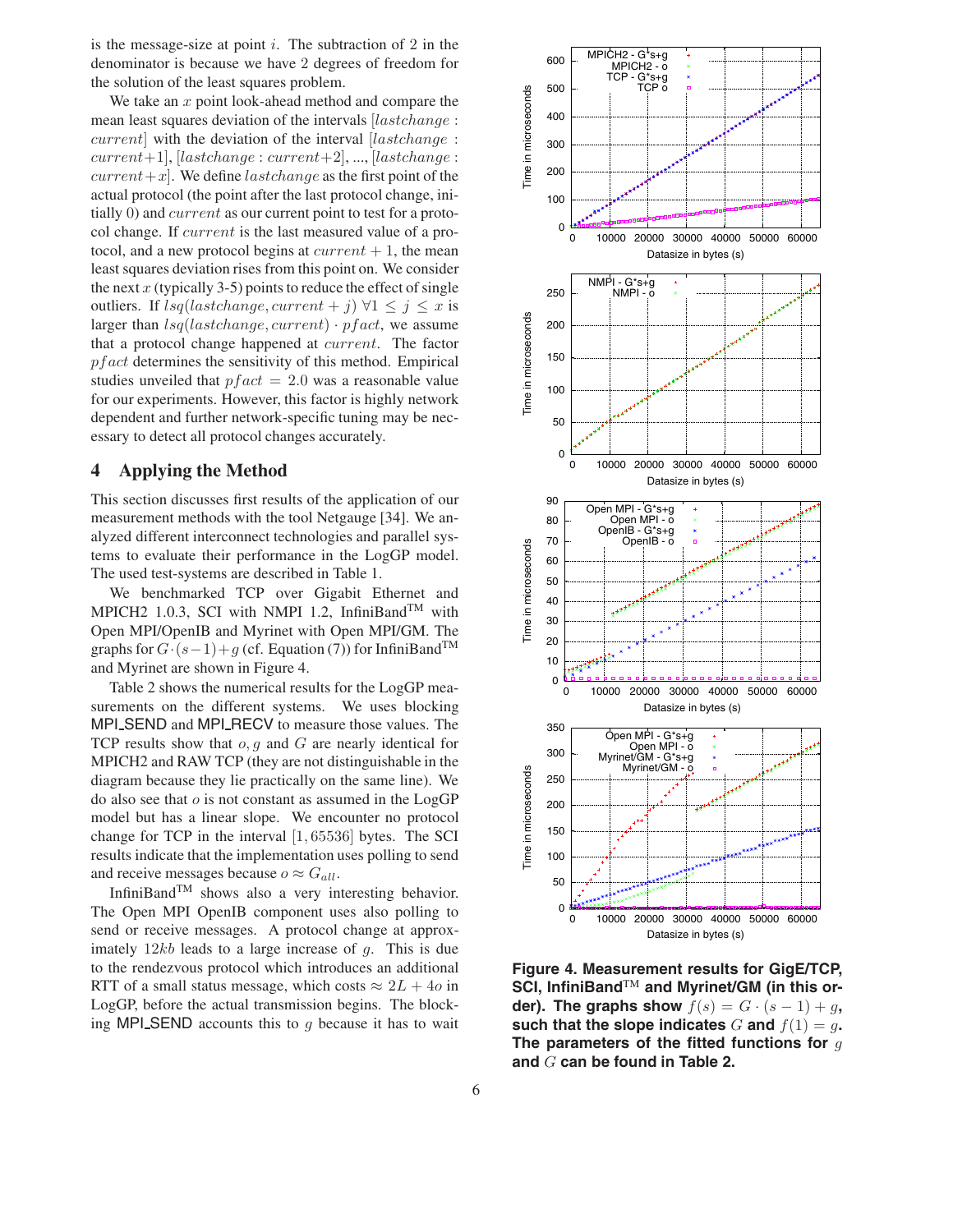is the message-size at point $i$. The subtraction of 2 in the denominator is because we have 2 degrees of freedom for the solution of the least squares problem.

We take an $x$ point look-ahead method and compare the mean least squares deviation of the intervals $[lastchange : current]$ with the deviation of the interval $[lastchange : current{+}1]$, $[lastchange : current{+}2]$, ..., $[lastchange : current{+}x]$. We define $lastchange$ as the first point of the actual protocol (the point after the last protocol change, initially 0) and $current$ as our current point to test for a protocol change. If $current$ is the last measured value of a protocol, and a new protocol begins at $current + 1$, the mean least squares deviation rises from this point on. We consider the next $x$ (typically 3-5) points to reduce the effect of single outliers. If $lsq(lastchange, current + j)$ $\forall 1 \leq j \leq x$ is larger than $lsq(lastchange, current) \cdot pfact$, we assume that a protocol change happened at $current$. The factor $pfact$ determines the sensitivity of this method. Empirical studies unveiled that $pfact = 2.0$ was a reasonable value for our experiments. However, this factor is highly network dependent and further network-specific tuning may be necessary to detect all protocol changes accurately.

## 4 Applying the Method

This section discusses first results of the application of our measurement methods with the tool Netgauge [34]. We analyzed different interconnect technologies and parallel systems to evaluate their performance in the LogGP model. The used test-systems are described in Table 1.

We benchmarked TCP over Gigabit Ethernet and MPICH2 1.0.3, SCI with NMPI 1.2, InfiniBand™ with Open MPI/OpenIB and Myrinet with Open MPI/GM. The graphs for $G \cdot (s-1) + g$ (cf. Equation (7)) for InfiniBand™ and Myrinet are shown in Figure 4.

Table 2 shows the numerical results for the LogGP measurements on the different systems. We uses blocking MPI_SEND and MPI_RECV to measure those values. The TCP results show that $o, g$ and $G$ are nearly identical for MPICH2 and RAW TCP (they are not distinguishable in the diagram because they lie practically on the same line). We do also see that $o$ is not constant as assumed in the LogGP model but has a linear slope. We encounter no protocol change for TCP in the interval $[1, 65536]$ bytes. The SCI results indicate that the implementation uses polling to send and receive messages because $o \approx G_{all}$.

InfiniBand™ shows also a very interesting behavior. The Open MPI OpenIB component uses also polling to send or receive messages. A protocol change at approximately $12kb$ leads to a large increase of $g$. This is due to the rendezvous protocol which introduces an additional RTT of a small status message, which costs $\approx 2L + 4o$ in LogGP, before the actual transmission begins. The blocking MPI_SEND accounts this to $g$ because it has to wait

**Figure 4. Measurement results for GigE/TCP, SCI, InfiniBand™ and Myrinet/GM (in this order). The graphs show $f(s) = G \cdot (s-1) + g$, such that the slope indicates $G$ and $f(1) = g$. The parameters of the fitted functions for $g$ and $G$ can be found in Table 2.**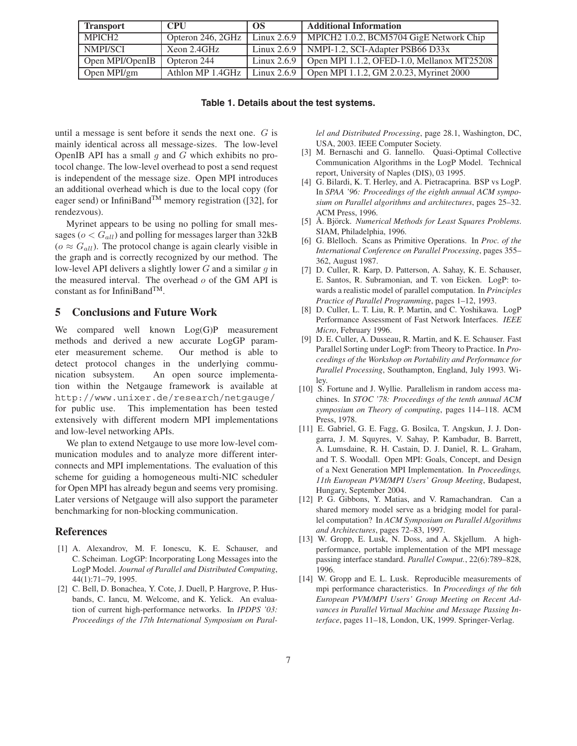| Transport | CPU | OS | Additional Information |
| --- | --- | --- | --- |
| MPICH2 | Opteron 246, 2GHz | Linux 2.6.9 | MPICH2 1.0.2, BCM5704 GigE Network Chip |
| NMPI/SCI | Xeon 2.4GHz | Linux 2.6.9 | NMPI-1.2, SCI-Adapter PSB66 D33x |
| Open MPI/OpenIB | Opteron 244 | Linux 2.6.9 | Open MPI 1.1.2, OFED-1.0, Mellanox MT25208 |
| Open MPI/gm | Athlon MP 1.4GHz | Linux 2.6.9 | Open MPI 1.1.2, GM 2.0.23, Myrinet 2000 |

**Table 1. Details about the test systems.**

until a message is sent before it sends the next one. $G$ is mainly identical across all message-sizes. The low-level OpenIB API has a small $g$ and $G$ which exhibits no protocol change. The low-level overhead to post a send request is independent of the message size. Open MPI introduces an additional overhead which is due to the local copy (for eager send) or InfiniBand™ memory registration ([32], for rendezvous).

Myrinet appears to be using no polling for small messages ($o < G_{all}$) and polling for messages larger than 32kB ($o \approx G_{all}$). The protocol change is again clearly visible in the graph and is correctly recognized by our method. The low-level API delivers a slightly lower $G$ and a similar $g$ in the measured interval. The overhead $o$ of the GM API is constant as for InfiniBand™.

## 5 Conclusions and Future Work

We compared well known Log(G)P measurement methods and derived a new accurate LogGP parameter measurement scheme. Our method is able to detect protocol changes in the underlying communication subsystem. An open source implementation within the Netgauge framework is available at `http://www.unixer.de/research/netgauge/` for public use. This implementation has been tested extensively with different modern MPI implementations and low-level networking APIs.

We plan to extend Netgauge to use more low-level communication modules and to analyze more different interconnects and MPI implementations. The evaluation of this scheme for guiding a homogeneous multi-NIC scheduler for Open MPI has already begun and seems very promising. Later versions of Netgauge will also support the parameter benchmarking for non-blocking communication.

## References

[1] A. Alexandrov, M. F. Ionescu, K. E. Schauser, and C. Scheiman. LogGP: Incorporating Long Messages into the LogP Model. *Journal of Parallel and Distributed Computing*, 44(1):71–79, 1995.

[2] C. Bell, D. Bonachea, Y. Cote, J. Duell, P. Hargrove, P. Husbands, C. Iancu, M. Welcome, and K. Yelick. An evaluation of current high-performance networks. In *IPDPS '03: Proceedings of the 17th International Symposium on Parallel and Distributed Processing*, page 28.1, Washington, DC, USA, 2003. IEEE Computer Society.

[3] M. Bernaschi and G. Iannello. Quasi-Optimal Collective Communication Algorithms in the LogP Model. Technical report, University of Naples (DIS), 03 1995.

[4] G. Bilardi, K. T. Herley, and A. Pietracaprina. BSP vs LogP. In *SPAA '96: Proceedings of the eighth annual ACM symposium on Parallel algorithms and architectures*, pages 25–32. ACM Press, 1996.

[5] Å. Björck. *Numerical Methods for Least Squares Problems*. SIAM, Philadelphia, 1996.

[6] G. Blelloch. Scans as Primitive Operations. In *Proc. of the International Conference on Parallel Processing*, pages 355–362, August 1987.

[7] D. Culler, R. Karp, D. Patterson, A. Sahay, K. E. Schauser, E. Santos, R. Subramonian, and T. von Eicken. LogP: towards a realistic model of parallel computation. In *Principles Practice of Parallel Programming*, pages 1–12, 1993.

[8] D. Culler, L. T. Liu, R. P. Martin, and C. Yoshikawa. LogP Performance Assessment of Fast Network Interfaces. *IEEE Micro*, February 1996.

[9] D. E. Culler, A. Dusseau, R. Martin, and K. E. Schauser. Fast Parallel Sorting under LogP: from Theory to Practice. In *Proceedings of the Workshop on Portability and Performance for Parallel Processing*, Southampton, England, July 1993. Wiley.

[10] S. Fortune and J. Wyllie. Parallelism in random access machines. In *STOC '78: Proceedings of the tenth annual ACM symposium on Theory of computing*, pages 114–118. ACM Press, 1978.

[11] E. Gabriel, G. E. Fagg, G. Bosilca, T. Angskun, J. J. Dongarra, J. M. Squyres, V. Sahay, P. Kambadur, B. Barrett, A. Lumsdaine, R. H. Castain, D. J. Daniel, R. L. Graham, and T. S. Woodall. Open MPI: Goals, Concept, and Design of a Next Generation MPI Implementation. In *Proceedings, 11th European PVM/MPI Users' Group Meeting*, Budapest, Hungary, September 2004.

[12] P. G. Gibbons, Y. Matias, and V. Ramachandran. Can a shared memory model serve as a bridging model for parallel computation? In *ACM Symposium on Parallel Algorithms and Architectures*, pages 72–83, 1997.

[13] W. Gropp, E. Lusk, N. Doss, and A. Skjellum. A high-performance, portable implementation of the MPI message passing interface standard. *Parallel Comput.*, 22(6):789–828, 1996.

[14] W. Gropp and E. L. Lusk. Reproducible measurements of mpi performance characteristics. In *Proceedings of the 6th European PVM/MPI Users' Group Meeting on Recent Advances in Parallel Virtual Machine and Message Passing Interface*, pages 11–18, London, UK, 1999. Springer-Verlag.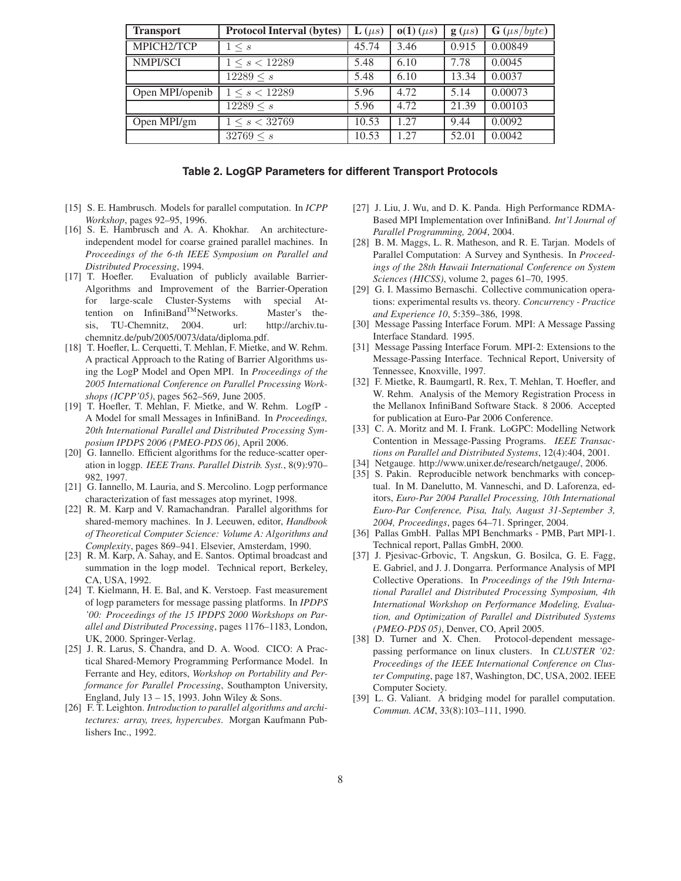| **Transport** | **Protocol Interval (bytes)** | **L** ($\mu s$) | **o(1)** ($\mu s$) | **g** ($\mu s$) | **G** ($\mu s/byte$) |
|---|---|---|---|---|---|
| MPICH2/TCP | $1 \leq s$ | 45.74 | 3.46 | 0.915 | 0.00849 |
| NMPI/SCI | $1 \leq s < 12289$ | 5.48 | 6.10 | 7.78 | 0.0045 |
| | $12289 \leq s$ | 5.48 | 6.10 | 13.34 | 0.0037 |
| Open MPI/openib | $1 \leq s < 12289$ | 5.96 | 4.72 | 5.14 | 0.00073 |
| | $12289 \leq s$ | 5.96 | 4.72 | 21.39 | 0.00103 |
| Open MPI/gm | $1 \leq s < 32769$ | 10.53 | 1.27 | 9.44 | 0.0092 |
| | $32769 \leq s$ | 10.53 | 1.27 | 52.01 | 0.0042 |

**Table 2. LogGP Parameters for different Transport Protocols**

[15] S. E. Hambrusch. Models for parallel computation. In *ICPP Workshop*, pages 92–95, 1996.

[16] S. E. Hambrusch and A. A. Khokhar. An architecture-independent model for coarse grained parallel machines. In *Proceedings of the 6-th IEEE Symposium on Parallel and Distributed Processing*, 1994.

[17] T. Hoefler. Evaluation of publicly available Barrier-Algorithms and Improvement of the Barrier-Operation for large-scale Cluster-Systems with special Attention on InfiniBand™Networks. Master's thesis, TU-Chemnitz, 2004. url: http://archiv.tu-chemnitz.de/pub/2005/0073/data/diploma.pdf.

[18] T. Hoefler, L. Cerquetti, T. Mehlan, F. Mietke, and W. Rehm. A practical Approach to the Rating of Barrier Algorithms using the LogP Model and Open MPI. In *Proceedings of the 2005 International Conference on Parallel Processing Workshops (ICPP'05)*, pages 562–569, June 2005.

[19] T. Hoefler, T. Mehlan, F. Mietke, and W. Rehm. LogfP - A Model for small Messages in InfiniBand. In *Proceedings, 20th International Parallel and Distributed Processing Symposium IPDPS 2006 (PMEO-PDS 06)*, April 2006.

[20] G. Iannello. Efficient algorithms for the reduce-scatter operation in loggp. *IEEE Trans. Parallel Distrib. Syst.*, 8(9):970–982, 1997.

[21] G. Iannello, M. Lauria, and S. Mercolino. Logp performance characterization of fast messages atop myrinet, 1998.

[22] R. M. Karp and V. Ramachandran. Parallel algorithms for shared-memory machines. In J. Leeuwen, editor, *Handbook of Theoretical Computer Science: Volume A: Algorithms and Complexity*, pages 869–941. Elsevier, Amsterdam, 1990.

[23] R. M. Karp, A. Sahay, and E. Santos. Optimal broadcast and summation in the logp model. Technical report, Berkeley, CA, USA, 1992.

[24] T. Kielmann, H. E. Bal, and K. Verstoep. Fast measurement of logp parameters for message passing platforms. In *IPDPS '00: Proceedings of the 15 IPDPS 2000 Workshops on Parallel and Distributed Processing*, pages 1176–1183, London, UK, 2000. Springer-Verlag.

[25] J. R. Larus, S. Chandra, and D. A. Wood. CICO: A Practical Shared-Memory Programming Performance Model. In Ferrante and Hey, editors, *Workshop on Portability and Performance for Parallel Processing*, Southampton University, England, July 13 – 15, 1993. John Wiley & Sons.

[26] F. T. Leighton. *Introduction to parallel algorithms and architectures: array, trees, hypercubes*. Morgan Kaufmann Publishers Inc., 1992.

[27] J. Liu, J. Wu, and D. K. Panda. High Performance RDMA-Based MPI Implementation over InfiniBand. *Int'l Journal of Parallel Programming, 2004*, 2004.

[28] B. M. Maggs, L. R. Matheson, and R. E. Tarjan. Models of Parallel Computation: A Survey and Synthesis. In *Proceedings of the 28th Hawaii International Conference on System Sciences (HICSS)*, volume 2, pages 61–70, 1995.

[29] G. I. Massimo Bernaschi. Collective communication operations: experimental results vs. theory. *Concurrency - Practice and Experience 10*, 5:359–386, 1998.

[30] Message Passing Interface Forum. MPI: A Message Passing Interface Standard. 1995.

[31] Message Passing Interface Forum. MPI-2: Extensions to the Message-Passing Interface. Technical Report, University of Tennessee, Knoxville, 1997.

[32] F. Mietke, R. Baumgartl, R. Rex, T. Mehlan, T. Hoefler, and W. Rehm. Analysis of the Memory Registration Process in the Mellanox InfiniBand Software Stack. 8 2006. Accepted for publication at Euro-Par 2006 Conference.

[33] C. A. Moritz and M. I. Frank. LoGPC: Modelling Network Contention in Message-Passing Programs. *IEEE Transactions on Parallel and Distributed Systems*, 12(4):404, 2001.

[34] Netgauge. http://www.unixer.de/research/netgauge/, 2006.

[35] S. Pakin. Reproducible network benchmarks with conceptual. In M. Danelutto, M. Vanneschi, and D. Laforenza, editors, *Euro-Par 2004 Parallel Processing, 10th International Euro-Par Conference, Pisa, Italy, August 31-September 3, 2004, Proceedings*, pages 64–71. Springer, 2004.

[36] Pallas GmbH. Pallas MPI Benchmarks - PMB, Part MPI-1. Technical report, Pallas GmbH, 2000.

[37] J. Pjesivac-Grbovic, T. Angskun, G. Bosilca, G. E. Fagg, E. Gabriel, and J. J. Dongarra. Performance Analysis of MPI Collective Operations. In *Proceedings of the 19th International Parallel and Distributed Processing Symposium, 4th International Workshop on Performance Modeling, Evaluation, and Optimization of Parallel and Distributed Systems (PMEO-PDS 05)*, Denver, CO, April 2005.

[38] D. Turner and X. Chen. Protocol-dependent message-passing performance on linux clusters. In *CLUSTER '02: Proceedings of the IEEE International Conference on Cluster Computing*, page 187, Washington, DC, USA, 2002. IEEE Computer Society.

[39] L. G. Valiant. A bridging model for parallel computation. *Commun. ACM*, 33(8):103–111, 1990.